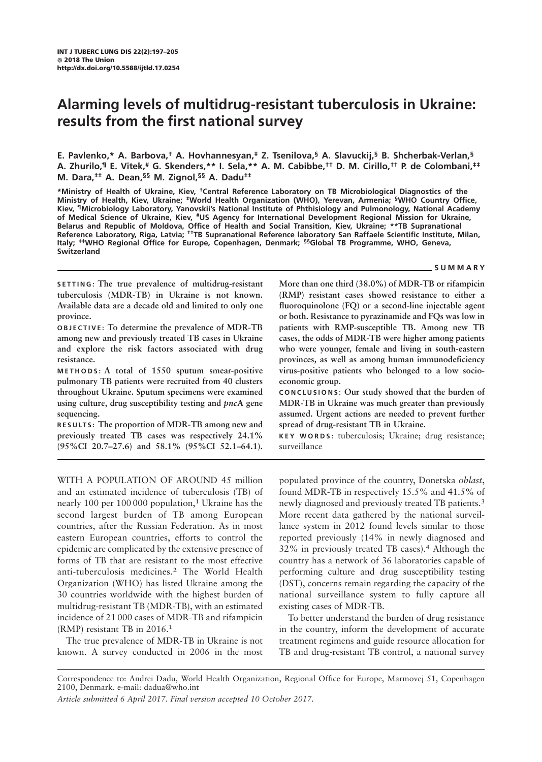INT J TUBERC LUNG DIS 22(2):197–205
© 2018 The Union
http://dx.doi.org/10.5588/ijtld.17.0254

# Alarming levels of multidrug-resistant tuberculosis in Ukraine: results from the first national survey

**E. Pavlenko,[*] A. Barbova,[†] A. Hovhannesyan,[‡] Z. Tsenilova,[§] A. Slavuckij,[§] B. Shcherbak-Verlan,[§] A. Zhurilo,[¶] E. Vitek,[#] G. Skenders,[**] I. Sela,[**] A. M. Cabibbe,[††] D. M. Cirillo,[††] P. de Colombani,[‡‡] M. Dara,[‡‡] A. Dean,[§§] M. Zignol,[§§] A. Dadu[‡‡]**

**[*]Ministry of Health of Ukraine, Kiev, [†]Central Reference Laboratory on TB Microbiological Diagnostics of the Ministry of Health, Kiev, Ukraine; [‡]World Health Organization (WHO), Yerevan, Armenia; [§]WHO Country Office, Kiev, [¶]Microbiology Laboratory, Yanovskii's National Institute of Phthisiology and Pulmonology, National Academy of Medical Science of Ukraine, Kiev, [#]US Agency for International Development Regional Mission for Ukraine, Belarus and Republic of Moldova, Office of Health and Social Transition, Kiev, Ukraine; [**]TB Supranational Reference Laboratory, Riga, Latvia; [††]TB Supranational Reference laboratory San Raffaele Scientific Institute, Milan, Italy; [‡‡]WHO Regional Office for Europe, Copenhagen, Denmark; [§§]Global TB Programme, WHO, Geneva, Switzerland**

## SUMMARY

**SETTING: The true prevalence of multidrug-resistant tuberculosis (MDR-TB) in Ukraine is not known. Available data are a decade old and limited to only one province.**

**OBJECTIVE: To determine the prevalence of MDR-TB among new and previously treated TB cases in Ukraine and explore the risk factors associated with drug resistance.**

**METHODS: A total of 1550 sputum smear-positive pulmonary TB patients were recruited from 40 clusters throughout Ukraine. Sputum specimens were examined using culture, drug susceptibility testing and *pncA* gene sequencing.**

**RESULTS: The proportion of MDR-TB among new and previously treated TB cases was respectively 24.1% (95%CI 20.7–27.6) and 58.1% (95%CI 52.1–64.1). More than one third (38.0%) of MDR-TB or rifampicin (RMP) resistant cases showed resistance to either a fluoroquinolone (FQ) or a second-line injectable agent or both. Resistance to pyrazinamide and FQs was low in patients with RMP-susceptible TB. Among new TB cases, the odds of MDR-TB were higher among patients who were younger, female and living in south-eastern provinces, as well as among human immunodeficiency virus-positive patients who belonged to a low socio-economic group.**

**CONCLUSIONS: Our study showed that the burden of MDR-TB in Ukraine was much greater than previously assumed. Urgent actions are needed to prevent further spread of drug-resistant TB in Ukraine.**

**KEY WORDS:** tuberculosis; Ukraine; drug resistance; surveillance

WITH A POPULATION OF AROUND 45 million and an estimated incidence of tuberculosis (TB) of nearly 100 per 100 000 population,[1] Ukraine has the second largest burden of TB among European countries, after the Russian Federation. As in most eastern European countries, efforts to control the epidemic are complicated by the extensive presence of forms of TB that are resistant to the most effective anti-tuberculosis medicines.[2] The World Health Organization (WHO) has listed Ukraine among the 30 countries worldwide with the highest burden of multidrug-resistant TB (MDR-TB), with an estimated incidence of 21 000 cases of MDR-TB and rifampicin (RMP) resistant TB in 2016.[1]

The true prevalence of MDR-TB in Ukraine is not known. A survey conducted in 2006 in the most populated province of the country, Donetska *oblast*, found MDR-TB in respectively 15.5% and 41.5% of newly diagnosed and previously treated TB patients.[3] More recent data gathered by the national surveillance system in 2012 found levels similar to those reported previously (14% in newly diagnosed and 32% in previously treated TB cases).[4] Although the country has a network of 36 laboratories capable of performing culture and drug susceptibility testing (DST), concerns remain regarding the capacity of the national surveillance system to fully capture all existing cases of MDR-TB.

To better understand the burden of drug resistance in the country, inform the development of accurate treatment regimens and guide resource allocation for TB and drug-resistant TB control, a national survey

Correspondence to: Andrei Dadu, World Health Organization, Regional Office for Europe, Marmovej 51, Copenhagen 2100, Denmark. e-mail: dadua@who.int

*Article submitted 6 April 2017. Final version accepted 10 October 2017.*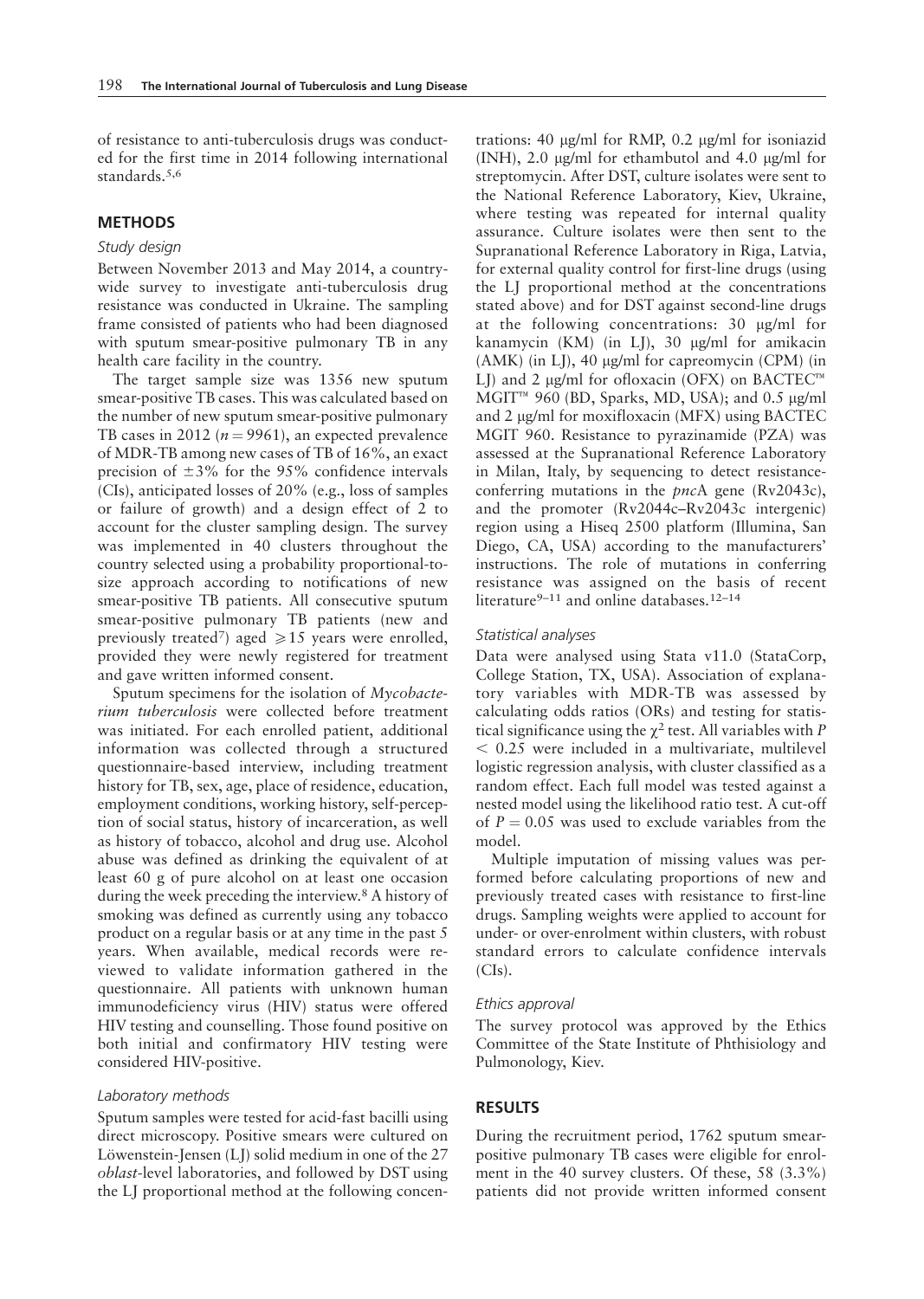of resistance to anti-tuberculosis drugs was conducted for the first time in 2014 following international standards.[5,6]

## METHODS

### Study design

Between November 2013 and May 2014, a country-wide survey to investigate anti-tuberculosis drug resistance was conducted in Ukraine. The sampling frame consisted of patients who had been diagnosed with sputum smear-positive pulmonary TB in any health care facility in the country.

The target sample size was 1356 new sputum smear-positive TB cases. This was calculated based on the number of new sputum smear-positive pulmonary TB cases in 2012 ($n = 9961$), an expected prevalence of MDR-TB among new cases of TB of 16%, an exact precision of $\pm 3\%$ for the 95% confidence intervals (CIs), anticipated losses of 20% (e.g., loss of samples or failure of growth) and a design effect of 2 to account for the cluster sampling design. The survey was implemented in 40 clusters throughout the country selected using a probability proportional-to-size approach according to notifications of new smear-positive TB patients. All consecutive sputum smear-positive pulmonary TB patients (new and previously treated[7]) aged $\geqslant 15$ years were enrolled, provided they were newly registered for treatment and gave written informed consent.

Sputum specimens for the isolation of *Mycobacterium tuberculosis* were collected before treatment was initiated. For each enrolled patient, additional information was collected through a structured questionnaire-based interview, including treatment history for TB, sex, age, place of residence, education, employment conditions, working history, self-perception of social status, history of incarceration, as well as history of tobacco, alcohol and drug use. Alcohol abuse was defined as drinking the equivalent of at least 60 g of pure alcohol on at least one occasion during the week preceding the interview.[8] A history of smoking was defined as currently using any tobacco product on a regular basis or at any time in the past 5 years. When available, medical records were reviewed to validate information gathered in the questionnaire. All patients with unknown human immunodeficiency virus (HIV) status were offered HIV testing and counselling. Those found positive on both initial and confirmatory HIV testing were considered HIV-positive.

### Laboratory methods

Sputum samples were tested for acid-fast bacilli using direct microscopy. Positive smears were cultured on Löwenstein-Jensen (LJ) solid medium in one of the 27 *oblast*-level laboratories, and followed by DST using the LJ proportional method at the following concentrations: 40 μg/ml for RMP, 0.2 μg/ml for isoniazid (INH), 2.0 μg/ml for ethambutol and 4.0 μg/ml for streptomycin. After DST, culture isolates were sent to the National Reference Laboratory, Kiev, Ukraine, where testing was repeated for internal quality assurance. Culture isolates were then sent to the Supranational Reference Laboratory in Riga, Latvia, for external quality control for first-line drugs (using the LJ proportional method at the concentrations stated above) and for DST against second-line drugs at the following concentrations: 30 μg/ml for kanamycin (KM) (in LJ), 30 μg/ml for amikacin (AMK) (in LJ), 40 μg/ml for capreomycin (CPM) (in LJ) and 2 μg/ml for ofloxacin (OFX) on BACTEC™ MGIT™ 960 (BD, Sparks, MD, USA); and 0.5 μg/ml and 2 μg/ml for moxifloxacin (MFX) using BACTEC MGIT 960. Resistance to pyrazinamide (PZA) was assessed at the Supranational Reference Laboratory in Milan, Italy, by sequencing to detect resistance-conferring mutations in the *pncA* gene (Rv2043c), and the promoter (Rv2044c–Rv2043c intergenic) region using a Hiseq 2500 platform (Illumina, San Diego, CA, USA) according to the manufacturers' instructions. The role of mutations in conferring resistance was assigned on the basis of recent literature[9–11] and online databases.[12–14]

### Statistical analyses

Data were analysed using Stata v11.0 (StataCorp, College Station, TX, USA). Association of explanatory variables with MDR-TB was assessed by calculating odds ratios (ORs) and testing for statistical significance using the $\chi^2$ test. All variables with $P < 0.25$ were included in a multivariate, multilevel logistic regression analysis, with cluster classified as a random effect. Each full model was tested against a nested model using the likelihood ratio test. A cut-off of $P = 0.05$ was used to exclude variables from the model.

Multiple imputation of missing values was performed before calculating proportions of new and previously treated cases with resistance to first-line drugs. Sampling weights were applied to account for under- or over-enrolment within clusters, with robust standard errors to calculate confidence intervals (CIs).

### Ethics approval

The survey protocol was approved by the Ethics Committee of the State Institute of Phthisiology and Pulmonology, Kiev.

## RESULTS

During the recruitment period, 1762 sputum smear-positive pulmonary TB cases were eligible for enrolment in the 40 survey clusters. Of these, 58 (3.3%) patients did not provide written informed consent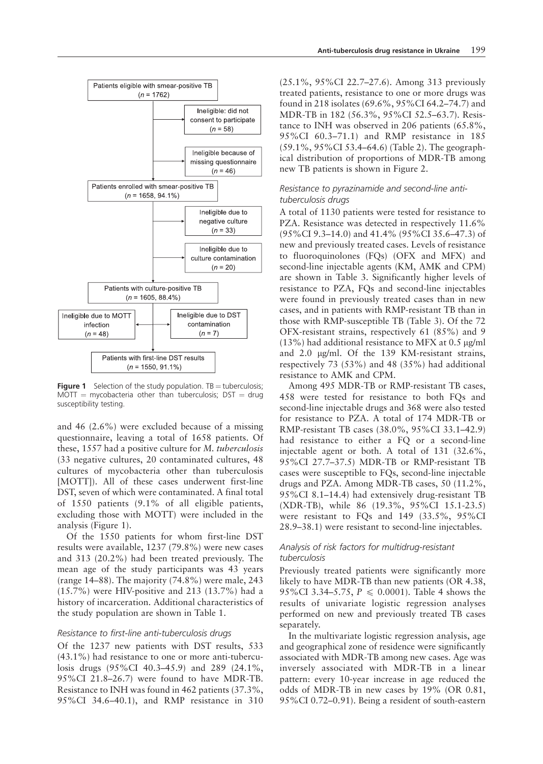Patients eligible with smear-positive TB
(n = 1762)

Ineligible: did not consent to participate
(n = 58)

Ineligible because of missing questionnaire
(n = 46)

Patients enrolled with smear-positive TB
(n = 1658, 94.1%)

Ineligible due to negative culture
(n = 33)

Ineligible due to culture contamination
(n = 20)

Patients with culture-positive TB
(n = 1605, 88.4%)

Ineligible due to MOTT infection
(n = 48)

Ineligible due to DST contamination
(n = 7)

Patients with first-line DST results
(n = 1550, 91.1%)

**Figure 1** Selection of the study population. TB = tuberculosis; MOTT = mycobacteria other than tuberculosis; DST = drug susceptibility testing.

and 46 (2.6%) were excluded because of a missing questionnaire, leaving a total of 1658 patients. Of these, 1557 had a positive culture for *M. tuberculosis* (33 negative cultures, 20 contaminated cultures, 48 cultures of mycobacteria other than tuberculosis [MOTT]). All of these cases underwent first-line DST, seven of which were contaminated. A final total of 1550 patients (9.1% of all eligible patients, excluding those with MOTT) were included in the analysis (Figure 1).

Of the 1550 patients for whom first-line DST results were available, 1237 (79.8%) were new cases and 313 (20.2%) had been treated previously. The mean age of the study participants was 43 years (range 14–88). The majority (74.8%) were male, 243 (15.7%) were HIV-positive and 213 (13.7%) had a history of incarceration. Additional characteristics of the study population are shown in Table 1.

### *Resistance to first-line anti-tuberculosis drugs*

Of the 1237 new patients with DST results, 533 (43.1%) had resistance to one or more anti-tuberculosis drugs (95%CI 40.3–45.9) and 289 (24.1%, 95%CI 21.8–26.7) were found to have MDR-TB. Resistance to INH was found in 462 patients (37.3%, 95%CI 34.6–40.1), and RMP resistance in 310 (25.1%, 95%CI 22.7–27.6). Among 313 previously treated patients, resistance to one or more drugs was found in 218 isolates (69.6%, 95%CI 64.2–74.7) and MDR-TB in 182 (56.3%, 95%CI 52.5–63.7). Resistance to INH was observed in 206 patients (65.8%, 95%CI 60.3–71.1) and RMP resistance in 185 (59.1%, 95%CI 53.4–64.6) (Table 2). The geographical distribution of proportions of MDR-TB among new TB patients is shown in Figure 2.

### *Resistance to pyrazinamide and second-line anti-tuberculosis drugs*

A total of 1130 patients were tested for resistance to PZA. Resistance was detected in respectively 11.6% (95%CI 9.3–14.0) and 41.4% (95%CI 35.6–47.3) of new and previously treated cases. Levels of resistance to fluoroquinolones (FQs) (OFX and MFX) and second-line injectable agents (KM, AMK and CPM) are shown in Table 3. Significantly higher levels of resistance to PZA, FQs and second-line injectables were found in previously treated cases than in new cases, and in patients with RMP-resistant TB than in those with RMP-susceptible TB (Table 3). Of the 72 OFX-resistant strains, respectively 61 (85%) and 9 (13%) had additional resistance to MFX at 0.5 μg/ml and 2.0 μg/ml. Of the 139 KM-resistant strains, respectively 73 (53%) and 48 (35%) had additional resistance to AMK and CPM.

Among 495 MDR-TB or RMP-resistant TB cases, 458 were tested for resistance to both FQs and second-line injectable drugs and 368 were also tested for resistance to PZA. A total of 174 MDR-TB or RMP-resistant TB cases (38.0%, 95%CI 33.1–42.9) had resistance to either a FQ or a second-line injectable agent or both. A total of 131 (32.6%, 95%CI 27.7–37.5) MDR-TB or RMP-resistant TB cases were susceptible to FQs, second-line injectable drugs and PZA. Among MDR-TB cases, 50 (11.2%, 95%CI 8.1–14.4) had extensively drug-resistant TB (XDR-TB), while 86 (19.3%, 95%CI 15.1-23.5) were resistant to FQs and 149 (33.5%, 95%CI 28.9–38.1) were resistant to second-line injectables.

### *Analysis of risk factors for multidrug-resistant tuberculosis*

Previously treated patients were significantly more likely to have MDR-TB than new patients (OR 4.38, 95%CI 3.34–5.75, $P \leqslant 0.0001$). Table 4 shows the results of univariate logistic regression analyses performed on new and previously treated TB cases separately.

In the multivariate logistic regression analysis, age and geographical zone of residence were significantly associated with MDR-TB among new cases. Age was inversely associated with MDR-TB in a linear pattern: every 10-year increase in age reduced the odds of MDR-TB in new cases by 19% (OR 0.81, 95%CI 0.72–0.91). Being a resident of south-eastern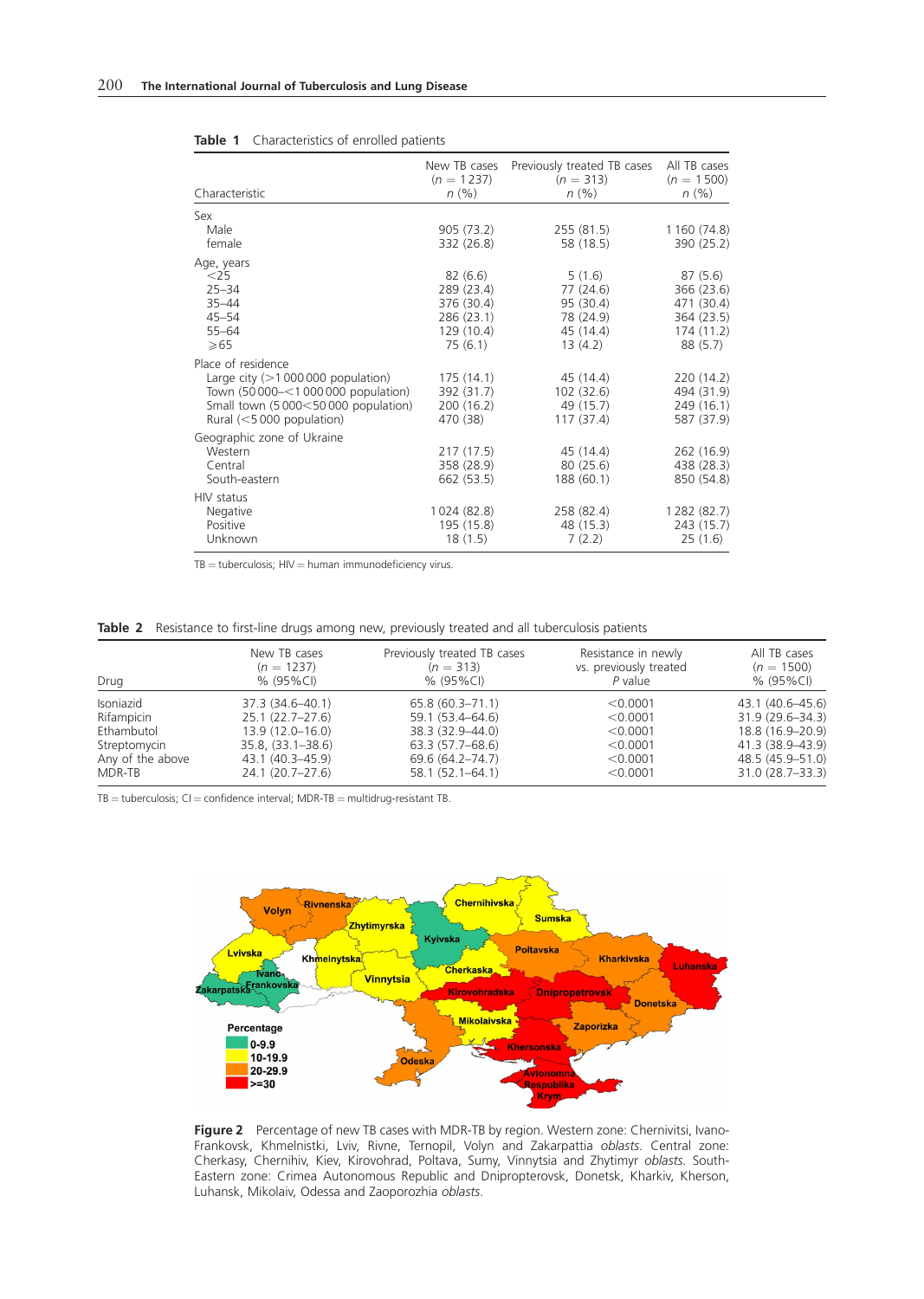**Table 1** Characteristics of enrolled patients

| Characteristic | New TB cases ($n$ = 1 237) $n$ (%) | Previously treated TB cases ($n$ = 313) $n$ (%) | All TB cases ($n$ = 1 500) $n$ (%) |
|---|---|---|---|
| Sex | | | |
| Male | 905 (73.2) | 255 (81.5) | 1 160 (74.8) |
| female | 332 (26.8) | 58 (18.5) | 390 (25.2) |
| Age, years | | | |
| <25 | 82 (6.6) | 5 (1.6) | 87 (5.6) |
| 25–34 | 289 (23.4) | 77 (24.6) | 366 (23.6) |
| 35–44 | 376 (30.4) | 95 (30.4) | 471 (30.4) |
| 45–54 | 286 (23.1) | 78 (24.9) | 364 (23.5) |
| 55–64 | 129 (10.4) | 45 (14.4) | 174 (11.2) |
| ⩾65 | 75 (6.1) | 13 (4.2) | 88 (5.7) |
| Place of residence | | | |
| Large city (>1 000 000 population) | 175 (14.1) | 45 (14.4) | 220 (14.2) |
| Town (50 000–<1 000 000 population) | 392 (31.7) | 102 (32.6) | 494 (31.9) |
| Small town (5 000<50 000 population) | 200 (16.2) | 49 (15.7) | 249 (16.1) |
| Rural (<5 000 population) | 470 (38) | 117 (37.4) | 587 (37.9) |
| Geographic zone of Ukraine | | | |
| Western | 217 (17.5) | 45 (14.4) | 262 (16.9) |
| Central | 358 (28.9) | 80 (25.6) | 438 (28.3) |
| South-eastern | 662 (53.5) | 188 (60.1) | 850 (54.8) |
| HIV status | | | |
| Negative | 1 024 (82.8) | 258 (82.4) | 1 282 (82.7) |
| Positive | 195 (15.8) | 48 (15.3) | 243 (15.7) |
| Unknown | 18 (1.5) | 7 (2.2) | 25 (1.6) |

TB = tuberculosis; HIV = human immunodeficiency virus.

**Table 2** Resistance to first-line drugs among new, previously treated and all tuberculosis patients

| Drug | New TB cases ($n$ = 1237) % (95%CI) | Previously treated TB cases ($n$ = 313) % (95%CI) | Resistance in newly vs. previously treated $P$ value | All TB cases ($n$ = 1500) % (95%CI) |
|---|---|---|---|---|
| Isoniazid | 37.3 (34.6–40.1) | 65.8 (60.3–71.1) | <0.0001 | 43.1 (40.6–45.6) |
| Rifampicin | 25.1 (22.7–27.6) | 59.1 (53.4–64.6) | <0.0001 | 31.9 (29.6–34.3) |
| Ethambutol | 13.9 (12.0–16.0) | 38.3 (32.9–44.0) | <0.0001 | 18.8 (16.9–20.9) |
| Streptomycin | 35.8, (33.1–38.6) | 63.3 (57.7–68.6) | <0.0001 | 41.3 (38.9–43.9) |
| Any of the above | 43.1 (40.3–45.9) | 69.6 (64.2–74.7) | <0.0001 | 48.5 (45.9–51.0) |
| MDR-TB | 24.1 (20.7–27.6) | 58.1 (52.1–64.1) | <0.0001 | 31.0 (28.7–33.3) |

TB = tuberculosis; CI = confidence interval; MDR-TB = multidrug-resistant TB.

**Figure 2** Percentage of new TB cases with MDR-TB by region. Western zone: Chernivitsi, Ivano-Frankovsk, Khmelnistki, Lviv, Rivne, Ternopil, Volyn and Zakarpattia *oblasts*. Central zone: Cherkasy, Chernihiv, Kiev, Kirovohrad, Poltava, Sumy, Vinnytsia and Zhytimyr *oblasts*. South-Eastern zone: Crimea Autonomous Republic and Dnipropterovsk, Donetsk, Kharkiv, Kherson, Luhansk, Mikolaiv, Odessa and Zaoporozhia *oblasts*.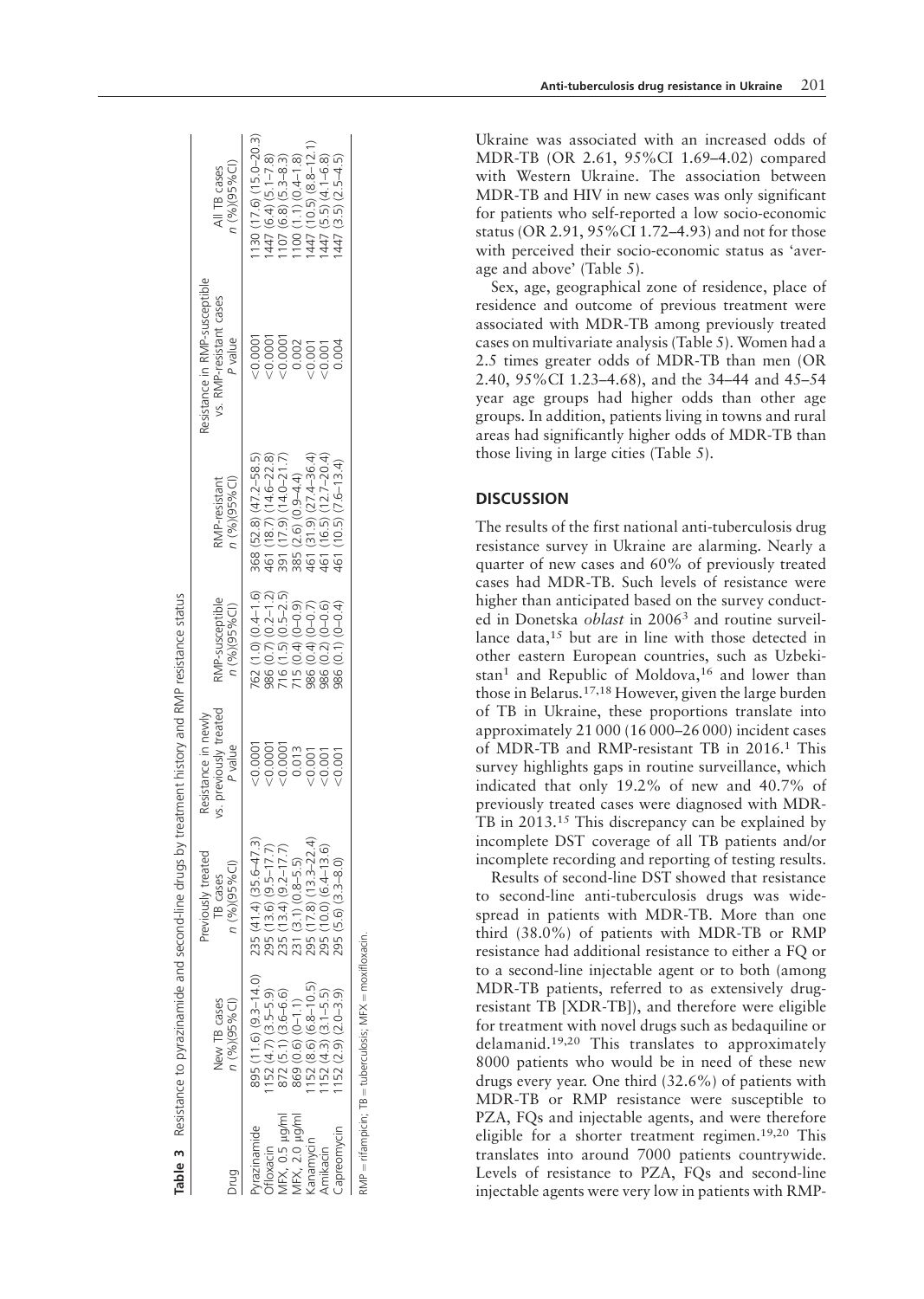**Table 3** Resistance to pyrazinamide and second-line drugs by treatment history and RMP resistance status

| Drug | New TB cases n (%)(95%CI) | Previously treated TB cases n (%)(95%CI) | Resistance in newly vs. previously treated P value | RMP-susceptible n (%)(95%CI) | RMP-resistant n (%)(95%CI) | Resistance in RMP-susceptible vs. RMP-resistant cases P value | All TB cases n (%)(95%CI) |
|---|---|---|---|---|---|---|---|
| Pyrazinamide | 895 (11.6) (9.3–14.0) | 235 (41.4) (35.6–47.3) | <0.0001 | 762 (1.0) (0.4–1.6) | 368 (52.8) (47.2–58.5) | <0.0001 | 1130 (17.6) (15.0–20.3) |
| Ofloxacin | 1152 (4.7) (3.5–5.9) | 295 (13.6) (9.5–17.7) | <0.0001 | 986 (0.7) (0.2–1.2) | 461 (18.7) (14.6–22.8) | <0.0001 | 1447 (6.4) (5.1–7.8) |
| MFX, 0.5 μg/ml | 872 (5.1) (3.6–6.6) | 235 (13.4) (9.2–17.7) | <0.0001 | 716 (1.5) (0.5–2.5) | 391 (17.9) (14.0–21.7) | <0.0001 | 1107 (6.8) (5.3–8.3) |
| MFX, 2.0 μg/ml | 869 (0.6) (0–1.1) | 231 (3.1) (0.8–5.5) | 0.013 | 715 (0.4) (0–0.9) | 385 (2.6) (0.9–4.4) | 0.002 | 1100 (1.1) (0.4–1.8) |
| Kanamycin | 1152 (8.6) (6.8–10.5) | 295 (17.8) (13.3–22.4) | <0.001 | 986 (0.4) (0–0.7) | 461 (31.9) (27.4–36.4) | <0.001 | 1447 (10.5) (8.8–12.1) |
| Amikacin | 1152 (4.3) (3.1–5.5) | 295 (10.0) (6.4–13.6) | <0.001 | 986 (0.2) (0–0.6) | 461 (16.5) (12.7–20.4) | <0.001 | 1447 (5.5) (4.1–6.8) |
| Capreomycin | 1152 (2.9) (2.0–3.9) | 295 (5.6) (3.3–8.0) | <0.001 | 986 (0.1) (0–0.4) | 461 (10.5) (7.6–13.4) | 0.004 | 1447 (3.5) (2.5–4.5) |

RMP = rifampicin; TB = tuberculosis; MFX = moxifloxacin.

Ukraine was associated with an increased odds of MDR-TB (OR 2.61, 95%CI 1.69–4.02) compared with Western Ukraine. The association between MDR-TB and HIV in new cases was only significant for patients who self-reported a low socio-economic status (OR 2.91, 95%CI 1.72–4.93) and not for those with perceived their socio-economic status as 'average and above' (Table 5).

Sex, age, geographical zone of residence, place of residence and outcome of previous treatment were associated with MDR-TB among previously treated cases on multivariate analysis (Table 5). Women had a 2.5 times greater odds of MDR-TB than men (OR 2.40, 95%CI 1.23–4.68), and the 34–44 and 45–54 year age groups had higher odds than other age groups. In addition, patients living in towns and rural areas had significantly higher odds of MDR-TB than those living in large cities (Table 5).

## DISCUSSION

The results of the first national anti-tuberculosis drug resistance survey in Ukraine are alarming. Nearly a quarter of new cases and 60% of previously treated cases had MDR-TB. Such levels of resistance were higher than anticipated based on the survey conducted in Donetska *oblast* in 2006[3] and routine surveillance data,[15] but are in line with those detected in other eastern European countries, such as Uzbekistan[1] and Republic of Moldova,[16] and lower than those in Belarus.[17,18] However, given the large burden of TB in Ukraine, these proportions translate into approximately 21 000 (16 000–26 000) incident cases of MDR-TB and RMP-resistant TB in 2016.[1] This survey highlights gaps in routine surveillance, which indicated that only 19.2% of new and 40.7% of previously treated cases were diagnosed with MDR-TB in 2013.[15] This discrepancy can be explained by incomplete DST coverage of all TB patients and/or incomplete recording and reporting of testing results.

Results of second-line DST showed that resistance to second-line anti-tuberculosis drugs was widespread in patients with MDR-TB. More than one third (38.0%) of patients with MDR-TB or RMP resistance had additional resistance to either a FQ or to a second-line injectable agent or to both (among MDR-TB patients, referred to as extensively drug-resistant TB [XDR-TB]), and therefore were eligible for treatment with novel drugs such as bedaquiline or delamanid.[19,20] This translates to approximately 8000 patients who would be in need of these new drugs every year. One third (32.6%) of patients with MDR-TB or RMP resistance were susceptible to PZA, FQs and injectable agents, and were therefore eligible for a shorter treatment regimen.[19,20] This translates into around 7000 patients countrywide. Levels of resistance to PZA, FQs and second-line injectable agents were very low in patients with RMP-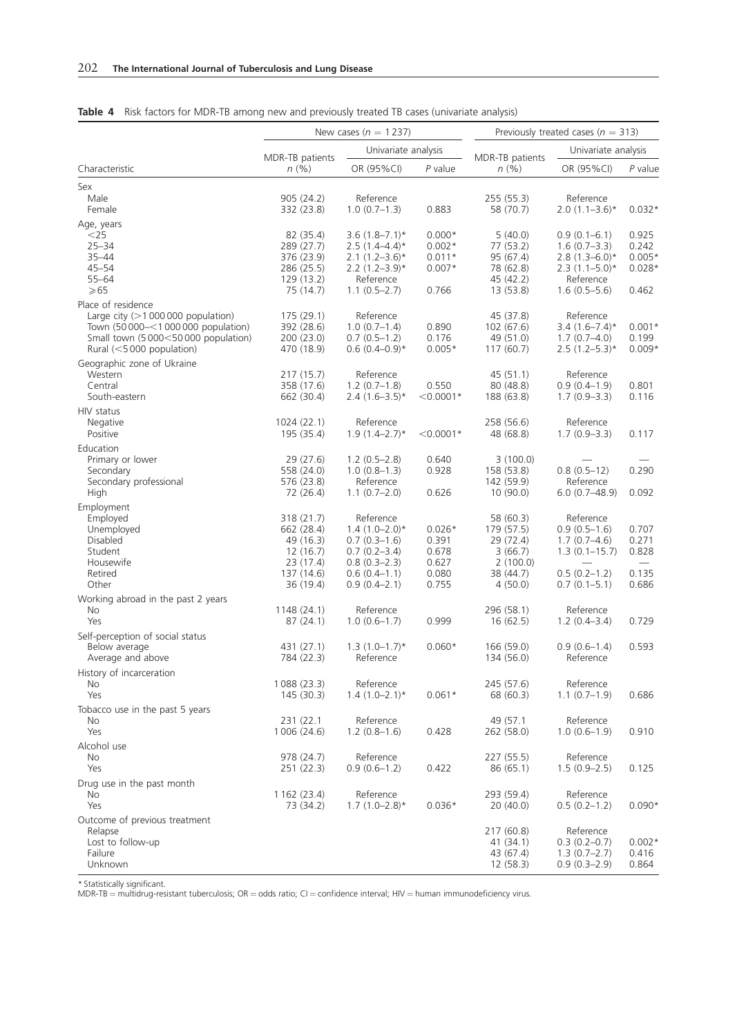**Table 4** Risk factors for MDR-TB among new and previously treated TB cases (univariate analysis)

| Characteristic | New cases ($n$ = 1 237) | | | Previously treated cases ($n$ = 313) | | |
|---|---|---|---|---|---|---|
| | MDR-TB patients | Univariate analysis | | MDR-TB patients | Univariate analysis | |
| | $n$ (%) | OR (95%CI) | $P$ value | $n$ (%) | OR (95%CI) | $P$ value |
| **Sex** | | | | | | |
| Male | 905 (24.2) | Reference | | 255 (55.3) | Reference | |
| Female | 332 (23.8) | 1.0 (0.7–1.3) | 0.883 | 58 (70.7) | 2.0 (1.1–3.6)* | 0.032* |
| **Age, years** | | | | | | |
| <25 | 82 (35.4) | 3.6 (1.8–7.1)* | 0.000* | 5 (40.0) | 0.9 (0.1–6.1) | 0.925 |
| 25–34 | 289 (27.7) | 2.5 (1.4–4.4)* | 0.002* | 77 (53.2) | 1.6 (0.7–3.3) | 0.242 |
| 35–44 | 376 (23.9) | 2.1 (1.2–3.6)* | 0.011* | 95 (67.4) | 2.8 (1.3–6.0)* | 0.005* |
| 45–54 | 286 (25.5) | 2.2 (1.2–3.9)* | 0.007* | 78 (62.8) | 2.3 (1.1–5.0)* | 0.028* |
| 55–64 | 129 (13.2) | Reference | | 45 (42.2) | Reference | |
| ⩾65 | 75 (14.7) | 1.1 (0.5–2.7) | 0.766 | 13 (53.8) | 1.6 (0.5–5.6) | 0.462 |
| **Place of residence** | | | | | | |
| Large city (>1 000 000 population) | 175 (29.1) | Reference | | 45 (37.8) | Reference | |
| Town (50 000–<1 000 000 population) | 392 (28.6) | 1.0 (0.7–1.4) | 0.890 | 102 (67.6) | 3.4 (1.6–7.4)* | 0.001* |
| Small town (5 000<50 000 population) | 200 (23.0) | 0.7 (0.5–1.2) | 0.176 | 49 (51.0) | 1.7 (0.7–4.0) | 0.199 |
| Rural (<5 000 population) | 470 (18.9) | 0.6 (0.4–0.9)* | 0.005* | 117 (60.7) | 2.5 (1.2–5.3)* | 0.009* |
| **Geographic zone of Ukraine** | | | | | | |
| Western | 217 (15.7) | Reference | | 45 (51.1) | Reference | |
| Central | 358 (17.6) | 1.2 (0.7–1.8) | 0.550 | 80 (48.8) | 0.9 (0.4–1.9) | 0.801 |
| South-eastern | 662 (30.4) | 2.4 (1.6–3.5)* | <0.0001* | 188 (63.8) | 1.7 (0.9–3.3) | 0.116 |
| **HIV status** | | | | | | |
| Negative | 1024 (22.1) | Reference | | 258 (56.6) | Reference | |
| Positive | 195 (35.4) | 1.9 (1.4–2.7)* | <0.0001* | 48 (68.8) | 1.7 (0.9–3.3) | 0.117 |
| **Education** | | | | | | |
| Primary or lower | 29 (27.6) | 1.2 (0.5–2.8) | 0.640 | 3 (100.0) | — | — |
| Secondary | 558 (24.0) | 1.0 (0.8–1.3) | 0.928 | 158 (53.8) | 0.8 (0.5–12) | 0.290 |
| Secondary professional | 576 (23.8) | Reference | | 142 (59.9) | Reference | |
| High | 72 (26.4) | 1.1 (0.7–2.0) | 0.626 | 10 (90.0) | 6.0 (0.7–48.9) | 0.092 |
| **Employment** | | | | | | |
| Employed | 318 (21.7) | Reference | | 58 (60.3) | Reference | |
| Unemployed | 662 (28.4) | 1.4 (1.0–2.0)* | 0.026* | 179 (57.5) | 0.9 (0.5–1.6) | 0.707 |
| Disabled | 49 (16.3) | 0.7 (0.3–1.6) | 0.391 | 29 (72.4) | 1.7 (0.7–4.6) | 0.271 |
| Student | 12 (16.7) | 0.7 (0.2–3.4) | 0.678 | 3 (66.7) | 1.3 (0.1–15.7) | 0.828 |
| Housewife | 23 (17.4) | 0.8 (0.3–2.3) | 0.627 | 2 (100.0) | — | — |
| Retired | 137 (14.6) | 0.6 (0.4–1.1) | 0.080 | 38 (44.7) | 0.5 (0.2–1.2) | 0.135 |
| Other | 36 (19.4) | 0.9 (0.4–2.1) | 0.755 | 4 (50.0) | 0.7 (0.1–5.1) | 0.686 |
| **Working abroad in the past 2 years** | | | | | | |
| No | 1148 (24.1) | Reference | | 296 (58.1) | Reference | |
| Yes | 87 (24.1) | 1.0 (0.6–1.7) | 0.999 | 16 (62.5) | 1.2 (0.4–3.4) | 0.729 |
| **Self-perception of social status** | | | | | | |
| Below average | 431 (27.1) | 1.3 (1.0–1.7)* | 0.060* | 166 (59.0) | 0.9 (0.6–1.4) | 0.593 |
| Average and above | 784 (22.3) | Reference | | 134 (56.0) | Reference | |
| **History of incarceration** | | | | | | |
| No | 1 088 (23.3) | Reference | | 245 (57.6) | Reference | |
| Yes | 145 (30.3) | 1.4 (1.0–2.1)* | 0.061* | 68 (60.3) | 1.1 (0.7–1.9) | 0.686 |
| **Tobacco use in the past 5 years** | | | | | | |
| No | 231 (22.1 | Reference | | 49 (57.1 | Reference | |
| Yes | 1 006 (24.6) | 1.2 (0.8–1.6) | 0.428 | 262 (58.0) | 1.0 (0.6–1.9) | 0.910 |
| **Alcohol use** | | | | | | |
| No | 978 (24.7) | Reference | | 227 (55.5) | Reference | |
| Yes | 251 (22.3) | 0.9 (0.6–1.2) | 0.422 | 86 (65.1) | 1.5 (0.9–2.5) | 0.125 |
| **Drug use in the past month** | | | | | | |
| No | 1 162 (23.4) | Reference | | 293 (59.4) | Reference | |
| Yes | 73 (34.2) | 1.7 (1.0–2.8)* | 0.036* | 20 (40.0) | 0.5 (0.2–1.2) | 0.090* |
| **Outcome of previous treatment** | | | | | | |
| Relapse | | | | 217 (60.8) | Reference | |
| Lost to follow-up | | | | 41 (34.1) | 0.3 (0.2–0.7) | 0.002* |
| Failure | | | | 43 (67.4) | 1.3 (0.7–2.7) | 0.416 |
| Unknown | | | | 12 (58.3) | 0.9 (0.3–2.9) | 0.864 |

\* Statistically significant.
MDR-TB = multidrug-resistant tuberculosis; OR = odds ratio; CI = confidence interval; HIV = human immunodeficiency virus.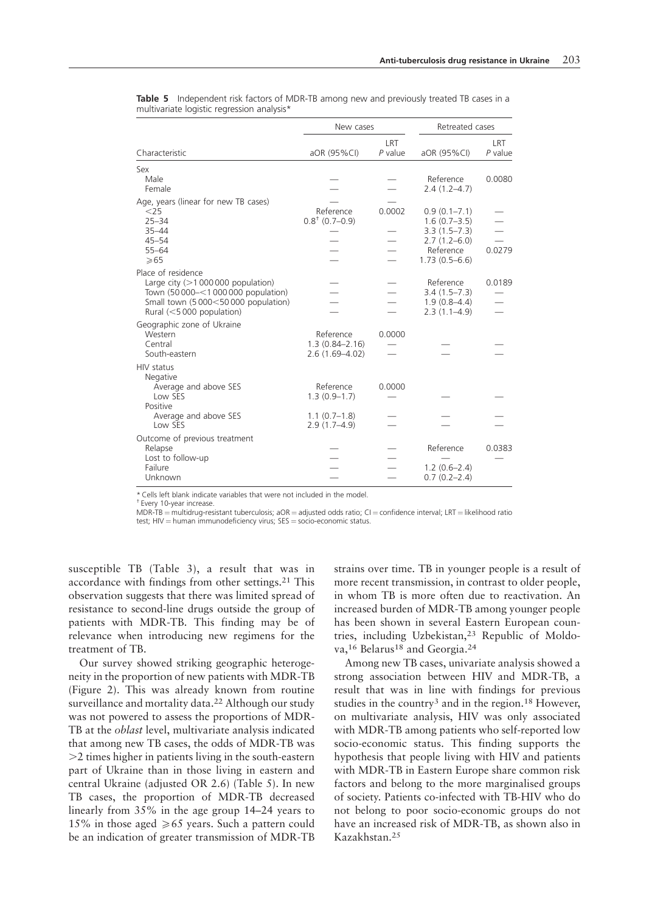**Table 5** Independent risk factors of MDR-TB among new and previously treated TB cases in a multivariate logistic regression analysis*

| Characteristic | New cases | | Retreated cases | |
|---|---|---|---|---|
| | aOR (95%CI) | LRT *P* value | aOR (95%CI) | LRT *P* value |
| Sex | | | | |
| Male | — | — | Reference | 0.0080 |
| Female | — | — | 2.4 (1.2–4.7) | |
| Age, years (linear for new TB cases) | — | — | | |
| <25 | Reference | 0.0002 | 0.9 (0.1–7.1) | — |
| 25–34 | 0.8† (0.7–0.9) | | 1.6 (0.7–3.5) | — |
| 35–44 | — | — | 3.3 (1.5–7.3) | — |
| 45–54 | — | — | 2.7 (1.2–6.0) | — |
| 55–64 | — | — | Reference | 0.0279 |
| ⩾65 | — | — | 1.73 (0.5–6.6) | |
| Place of residence | | | | |
| Large city (>1 000 000 population) | — | — | Reference | 0.0189 |
| Town (50 000–<1 000 000 population) | — | — | 3.4 (1.5–7.3) | — |
| Small town (5 000<50 000 population) | — | — | 1.9 (0.8–4.4) | — |
| Rural (<5 000 population) | — | — | 2.3 (1.1–4.9) | — |
| Geographic zone of Ukraine | | | | |
| Western | Reference | 0.0000 | | |
| Central | 1.3 (0.84–2.16) | — | — | — |
| South-eastern | 2.6 (1.69–4.02) | — | — | — |
| HIV status | | | | |
| Negative | | | | |
| Average and above SES | Reference | 0.0000 | | |
| Low SES | 1.3 (0.9–1.7) | — | — | — |
| Positive | | | | |
| Average and above SES | 1.1 (0.7–1.8) | — | — | — |
| Low SES | 2.9 (1.7–4.9) | — | — | — |
| Outcome of previous treatment | | | | |
| Relapse | — | — | Reference | 0.0383 |
| Lost to follow-up | — | — | — | — |
| Failure | — | — | 1.2 (0.6–2.4) | |
| Unknown | — | — | 0.7 (0.2–2.4) | |

\* Cells left blank indicate variables that were not included in the model.
† Every 10-year increase.
MDR-TB = multidrug-resistant tuberculosis; aOR = adjusted odds ratio; CI = confidence interval; LRT = likelihood ratio test; HIV = human immunodeficiency virus; SES = socio-economic status.

susceptible TB (Table 3), a result that was in accordance with findings from other settings.[21] This observation suggests that there was limited spread of resistance to second-line drugs outside the group of patients with MDR-TB. This finding may be of relevance when introducing new regimens for the treatment of TB.

Our survey showed striking geographic heterogeneity in the proportion of new patients with MDR-TB (Figure 2). This was already known from routine surveillance and mortality data.[22] Although our study was not powered to assess the proportions of MDR-TB at the *oblast* level, multivariate analysis indicated that among new TB cases, the odds of MDR-TB was >2 times higher in patients living in the south-eastern part of Ukraine than in those living in eastern and central Ukraine (adjusted OR 2.6) (Table 5). In new TB cases, the proportion of MDR-TB decreased linearly from 35% in the age group 14–24 years to 15% in those aged ⩾65 years. Such a pattern could be an indication of greater transmission of MDR-TB strains over time. TB in younger people is a result of more recent transmission, in contrast to older people, in whom TB is more often due to reactivation. An increased burden of MDR-TB among younger people has been shown in several Eastern European countries, including Uzbekistan,[23] Republic of Moldova,[16] Belarus[18] and Georgia.[24]

Among new TB cases, univariate analysis showed a strong association between HIV and MDR-TB, a result that was in line with findings for previous studies in the country[3] and in the region.[18] However, on multivariate analysis, HIV was only associated with MDR-TB among patients who self-reported low socio-economic status. This finding supports the hypothesis that people living with HIV and patients with MDR-TB in Eastern Europe share common risk factors and belong to the more marginalised groups of society. Patients co-infected with TB-HIV who do not belong to poor socio-economic groups do not have an increased risk of MDR-TB, as shown also in Kazakhstan.[25]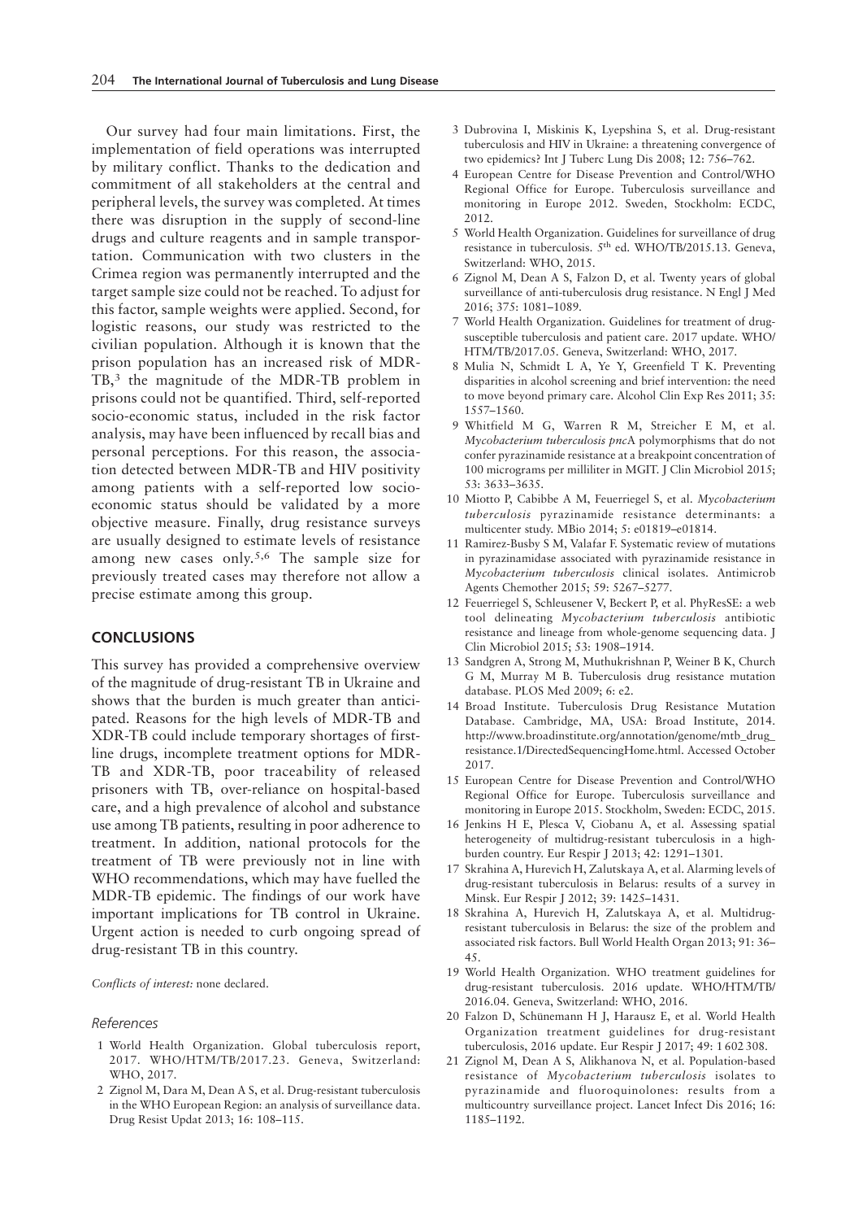Our survey had four main limitations. First, the implementation of field operations was interrupted by military conflict. Thanks to the dedication and commitment of all stakeholders at the central and peripheral levels, the survey was completed. At times there was disruption in the supply of second-line drugs and culture reagents and in sample transportation. Communication with two clusters in the Crimea region was permanently interrupted and the target sample size could not be reached. To adjust for this factor, sample weights were applied. Second, for logistic reasons, our study was restricted to the civilian population. Although it is known that the prison population has an increased risk of MDR-TB,[3] the magnitude of the MDR-TB problem in prisons could not be quantified. Third, self-reported socio-economic status, included in the risk factor analysis, may have been influenced by recall bias and personal perceptions. For this reason, the association detected between MDR-TB and HIV positivity among patients with a self-reported low socio-economic status should be validated by a more objective measure. Finally, drug resistance surveys are usually designed to estimate levels of resistance among new cases only.[5,6] The sample size for previously treated cases may therefore not allow a precise estimate among this group.

## CONCLUSIONS

This survey has provided a comprehensive overview of the magnitude of drug-resistant TB in Ukraine and shows that the burden is much greater than anticipated. Reasons for the high levels of MDR-TB and XDR-TB could include temporary shortages of first-line drugs, incomplete treatment options for MDR-TB and XDR-TB, poor traceability of released prisoners with TB, over-reliance on hospital-based care, and a high prevalence of alcohol and substance use among TB patients, resulting in poor adherence to treatment. In addition, national protocols for the treatment of TB were previously not in line with WHO recommendations, which may have fuelled the MDR-TB epidemic. The findings of our work have important implications for TB control in Ukraine. Urgent action is needed to curb ongoing spread of drug-resistant TB in this country.

*Conflicts of interest:* none declared.

### References

1. World Health Organization. Global tuberculosis report, 2017. WHO/HTM/TB/2017.23. Geneva, Switzerland: WHO, 2017.
2. Zignol M, Dara M, Dean A S, et al. Drug-resistant tuberculosis in the WHO European Region: an analysis of surveillance data. Drug Resist Updat 2013; 16: 108–115.
3. Dubrovina I, Miskinis K, Lyepshina S, et al. Drug-resistant tuberculosis and HIV in Ukraine: a threatening convergence of two epidemics? Int J Tuberc Lung Dis 2008; 12: 756–762.
4. European Centre for Disease Prevention and Control/WHO Regional Office for Europe. Tuberculosis surveillance and monitoring in Europe 2012. Sweden, Stockholm: ECDC, 2012.
5. World Health Organization. Guidelines for surveillance of drug resistance in tuberculosis. 5th ed. WHO/TB/2015.13. Geneva, Switzerland: WHO, 2015.
6. Zignol M, Dean A S, Falzon D, et al. Twenty years of global surveillance of anti-tuberculosis drug resistance. N Engl J Med 2016; 375: 1081–1089.
7. World Health Organization. Guidelines for treatment of drug-susceptible tuberculosis and patient care. 2017 update. WHO/HTM/TB/2017.05. Geneva, Switzerland: WHO, 2017.
8. Mulia N, Schmidt L A, Ye Y, Greenfield T K. Preventing disparities in alcohol screening and brief intervention: the need to move beyond primary care. Alcohol Clin Exp Res 2011; 35: 1557–1560.
9. Whitfield M G, Warren R M, Streicher E M, et al. *Mycobacterium tuberculosis pncA* polymorphisms that do not confer pyrazinamide resistance at a breakpoint concentration of 100 micrograms per milliliter in MGIT. J Clin Microbiol 2015; 53: 3633–3635.
10. Miotto P, Cabibbe A M, Feuerriegel S, et al. *Mycobacterium tuberculosis* pyrazinamide resistance determinants: a multicenter study. MBio 2014; 5: e01819–e01814.
11. Ramirez-Busby S M, Valafar F. Systematic review of mutations in pyrazinamidase associated with pyrazinamide resistance in *Mycobacterium tuberculosis* clinical isolates. Antimicrob Agents Chemother 2015; 59: 5267–5277.
12. Feuerriegel S, Schleusener V, Beckert P, et al. PhyResSE: a web tool delineating *Mycobacterium tuberculosis* antibiotic resistance and lineage from whole-genome sequencing data. J Clin Microbiol 2015; 53: 1908–1914.
13. Sandgren A, Strong M, Muthukrishnan P, Weiner B K, Church G M, Murray M B. Tuberculosis drug resistance mutation database. PLOS Med 2009; 6: e2.
14. Broad Institute. Tuberculosis Drug Resistance Mutation Database. Cambridge, MA, USA: Broad Institute, 2014. http://www.broadinstitute.org/annotation/genome/mtb_drug_resistance.1/DirectedSequencingHome.html. Accessed October 2017.
15. European Centre for Disease Prevention and Control/WHO Regional Office for Europe. Tuberculosis surveillance and monitoring in Europe 2015. Stockholm, Sweden: ECDC, 2015.
16. Jenkins H E, Plesca V, Ciobanu A, et al. Assessing spatial heterogeneity of multidrug-resistant tuberculosis in a high-burden country. Eur Respir J 2013; 42: 1291–1301.
17. Skrahina A, Hurevich H, Zalutskaya A, et al. Alarming levels of drug-resistant tuberculosis in Belarus: results of a survey in Minsk. Eur Respir J 2012; 39: 1425–1431.
18. Skrahina A, Hurevich H, Zalutskaya A, et al. Multidrug-resistant tuberculosis in Belarus: the size of the problem and associated risk factors. Bull World Health Organ 2013; 91: 36–45.
19. World Health Organization. WHO treatment guidelines for drug-resistant tuberculosis. 2016 update. WHO/HTM/TB/2016.04. Geneva, Switzerland: WHO, 2016.
20. Falzon D, Schünemann H J, Harausz E, et al. World Health Organization treatment guidelines for drug-resistant tuberculosis, 2016 update. Eur Respir J 2017; 49: 1 602 308.
21. Zignol M, Dean A S, Alikhanova N, et al. Population-based resistance of *Mycobacterium tuberculosis* isolates to pyrazinamide and fluoroquinolones: results from a multicountry surveillance project. Lancet Infect Dis 2016; 16: 1185–1192.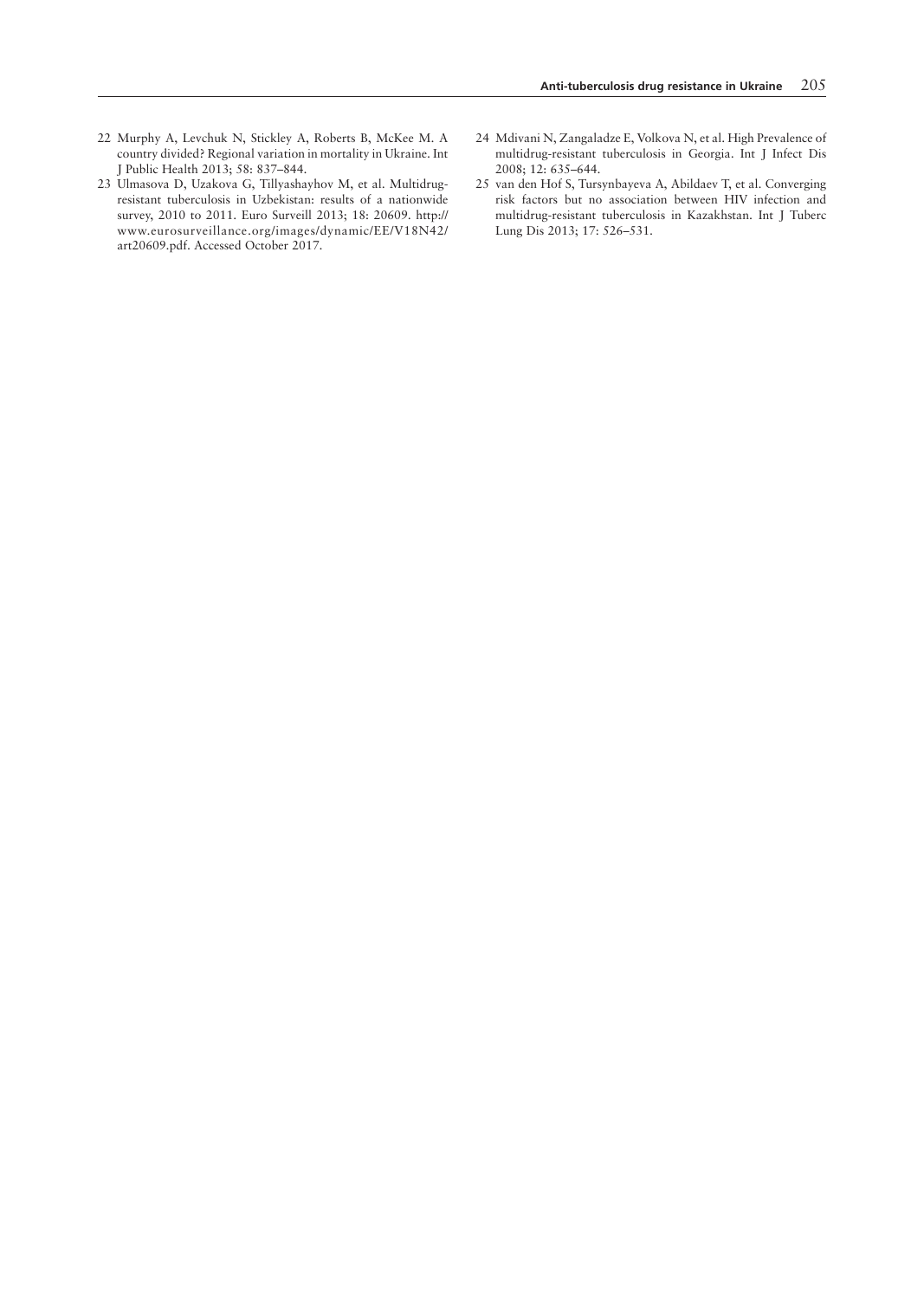22 Murphy A, Levchuk N, Stickley A, Roberts B, McKee M. A country divided? Regional variation in mortality in Ukraine. Int J Public Health 2013; 58: 837–844.

23 Ulmasova D, Uzakova G, Tillyashayhov M, et al. Multidrug-resistant tuberculosis in Uzbekistan: results of a nationwide survey, 2010 to 2011. Euro Surveill 2013; 18: 20609. http://www.eurosurveillance.org/images/dynamic/EE/V18N42/art20609.pdf. Accessed October 2017.

24 Mdivani N, Zangaladze E, Volkova N, et al. High Prevalence of multidrug-resistant tuberculosis in Georgia. Int J Infect Dis 2008; 12: 635–644.

25 van den Hof S, Tursynbayeva A, Abildaev T, et al. Converging risk factors but no association between HIV infection and multidrug-resistant tuberculosis in Kazakhstan. Int J Tuberc Lung Dis 2013; 17: 526–531.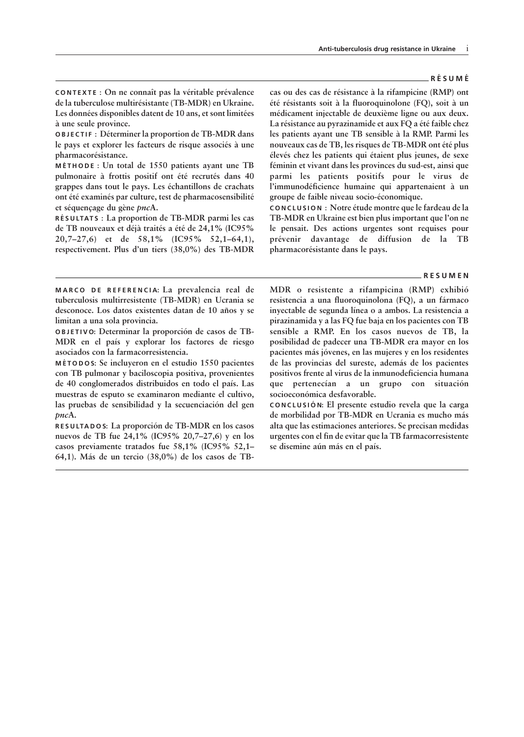## RÉSUMÉ

**CONTEXTE :** On ne connaît pas la véritable prévalence de la tuberculose multirésistante (TB-MDR) en Ukraine. Les données disponibles datent de 10 ans, et sont limitées à une seule province.

**OBJECTIF :** Déterminer la proportion de TB-MDR dans le pays et explorer les facteurs de risque associés à une pharmacorésistance.

**MÉTHODE :** Un total de 1550 patients ayant une TB pulmonaire à frottis positif ont été recrutés dans 40 grappes dans tout le pays. Les échantillons de crachats ont été examinés par culture, test de pharmacosensibilité et séquençage du gène *pncA*.

**RÉSULTATS :** La proportion de TB-MDR parmi les cas de TB nouveaux et déjà traités a été de 24,1% (IC95% 20,7–27,6) et de 58,1% (IC95% 52,1–64,1), respectivement. Plus d'un tiers (38,0%) des TB-MDR cas ou des cas de résistance à la rifampicine (RMP) ont été résistants soit à la fluoroquinolone (FQ), soit à un médicament injectable de deuxième ligne ou aux deux. La résistance au pyrazinamide et aux FQ a été faible chez les patients ayant une TB sensible à la RMP. Parmi les nouveaux cas de TB, les risques de TB-MDR ont été plus élevés chez les patients qui étaient plus jeunes, de sexe féminin et vivant dans les provinces du sud-est, ainsi que parmi les patients positifs pour le virus de l'immunodéficience humaine qui appartenaient à un groupe de faible niveau socio-économique.

**CONCLUSION :** Notre étude montre que le fardeau de la TB-MDR en Ukraine est bien plus important que l'on ne le pensait. Des actions urgentes sont requises pour prévenir davantage de diffusion de la TB pharmacorésistante dans le pays.

## RESUMEN

**MARCO DE REFERENCIA:** La prevalencia real de tuberculosis multirresistente (TB-MDR) en Ucrania se desconoce. Los datos existentes datan de 10 años y se limitan a una sola provincia.

**OBJETIVO:** Determinar la proporción de casos de TB-MDR en el país y explorar los factores de riesgo asociados con la farmacorresistencia.

**MÉTODOS:** Se incluyeron en el estudio 1550 pacientes con TB pulmonar y baciloscopia positiva, provenientes de 40 conglomerados distribuidos en todo el país. Las muestras de esputo se examinaron mediante el cultivo, las pruebas de sensibilidad y la secuenciación del gen *pncA*.

**RESULTADOS:** La proporción de TB-MDR en los casos nuevos de TB fue 24,1% (IC95% 20,7–27,6) y en los casos previamente tratados fue 58,1% (IC95% 52,1–64,1). Más de un tercio (38,0%) de los casos de TB-MDR o resistente a rifampicina (RMP) exhibió resistencia a una fluoroquinolona (FQ), a un fármaco inyectable de segunda línea o a ambos. La resistencia a pirazinamida y a las FQ fue baja en los pacientes con TB sensible a RMP. En los casos nuevos de TB, la posibilidad de padecer una TB-MDR era mayor en los pacientes más jóvenes, en las mujeres y en los residentes de las provincias del sureste, además de los pacientes positivos frente al virus de la inmunodeficiencia humana que pertenecían a un grupo con situación socioeconómica desfavorable.

**CONCLUSIÓN:** El presente estudio revela que la carga de morbilidad por TB-MDR en Ucrania es mucho más alta que las estimaciones anteriores. Se precisan medidas urgentes con el fin de evitar que la TB farmacorresistente se disemine aún más en el país.